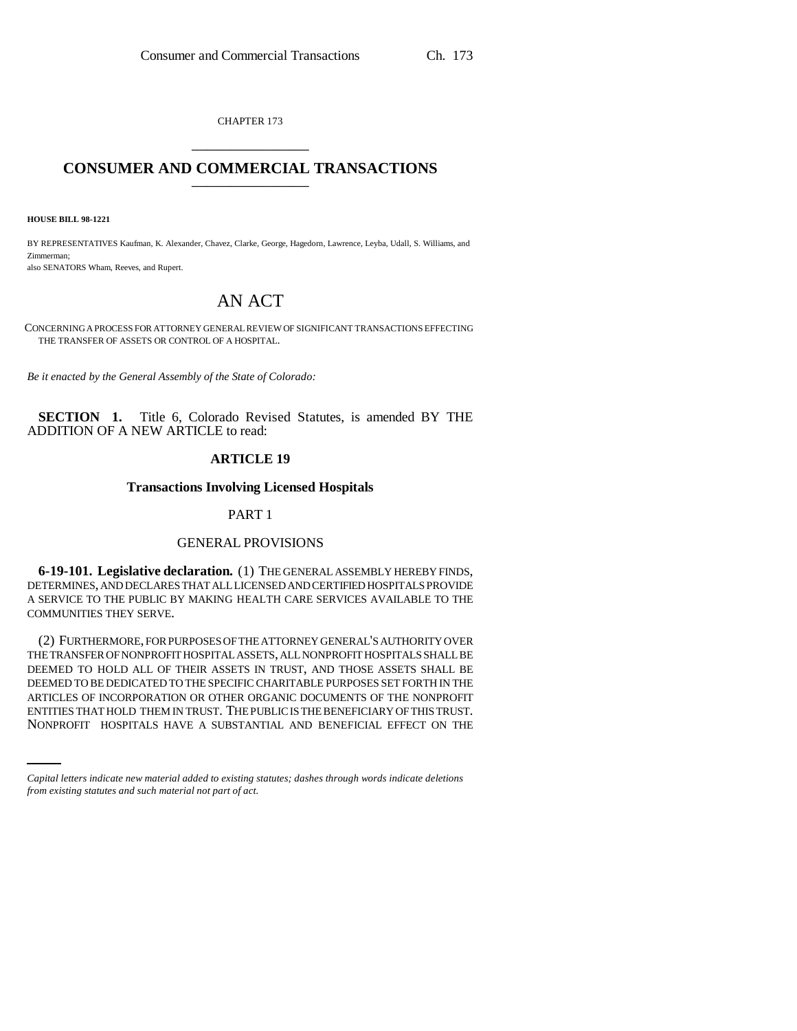CHAPTER 173

# CONSUMER AND COMMERCIAL TRANSACTIONS

**HOUSE BILL 98-1221**

BY REPRESENTATIVES Kaufman, K. Alexander, Chavez, Clarke, George, Hagedorn, Lawrence, Leyba, Udall, S. Williams, and Zimmerman;
also SENATORS Wham, Reeves, and Rupert.

## AN ACT

CONCERNING A PROCESS FOR ATTORNEY GENERAL REVIEW OF SIGNIFICANT TRANSACTIONS EFFECTING THE TRANSFER OF ASSETS OR CONTROL OF A HOSPITAL.

*Be it enacted by the General Assembly of the State of Colorado:*

**SECTION 1.** Title 6, Colorado Revised Statutes, is amended BY THE ADDITION OF A NEW ARTICLE to read:

### ARTICLE 19

### Transactions Involving Licensed Hospitals

PART 1

GENERAL PROVISIONS

**6-19-101. Legislative declaration.** (1) THE GENERAL ASSEMBLY HEREBY FINDS, DETERMINES, AND DECLARES THAT ALL LICENSED AND CERTIFIED HOSPITALS PROVIDE A SERVICE TO THE PUBLIC BY MAKING HEALTH CARE SERVICES AVAILABLE TO THE COMMUNITIES THEY SERVE.

(2) FURTHERMORE, FOR PURPOSES OF THE ATTORNEY GENERAL'S AUTHORITY OVER THE TRANSFER OF NONPROFIT HOSPITAL ASSETS, ALL NONPROFIT HOSPITALS SHALL BE DEEMED TO HOLD ALL OF THEIR ASSETS IN TRUST, AND THOSE ASSETS SHALL BE DEEMED TO BE DEDICATED TO THE SPECIFIC CHARITABLE PURPOSES SET FORTH IN THE ARTICLES OF INCORPORATION OR OTHER ORGANIC DOCUMENTS OF THE NONPROFIT ENTITIES THAT HOLD THEM IN TRUST. THE PUBLIC IS THE BENEFICIARY OF THIS TRUST. NONPROFIT HOSPITALS HAVE A SUBSTANTIAL AND BENEFICIAL EFFECT ON THE

*Capital letters indicate new material added to existing statutes; dashes through words indicate deletions from existing statutes and such material not part of act.*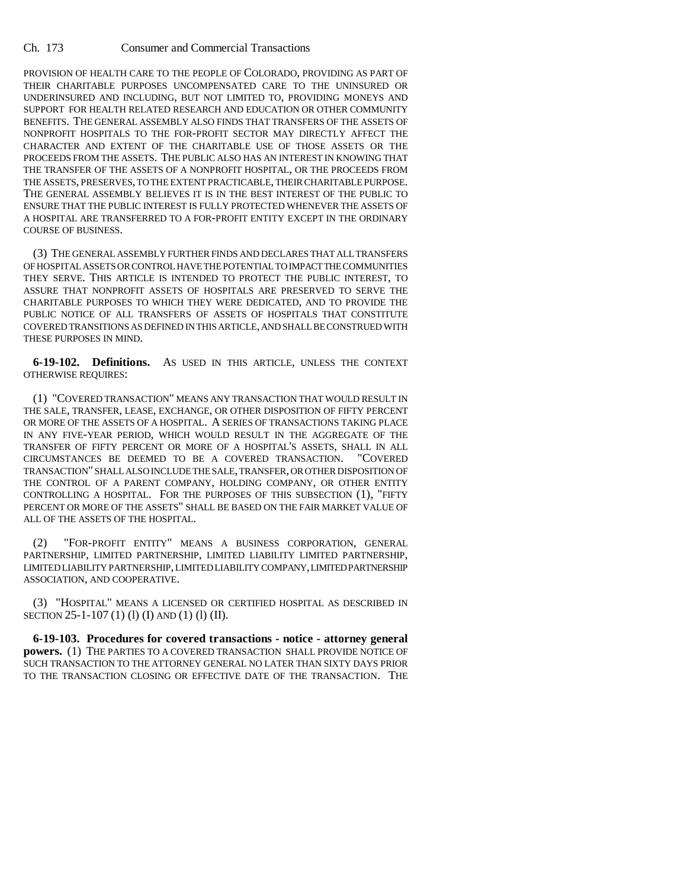PROVISION OF HEALTH CARE TO THE PEOPLE OF COLORADO, PROVIDING AS PART OF THEIR CHARITABLE PURPOSES UNCOMPENSATED CARE TO THE UNINSURED OR UNDERINSURED AND INCLUDING, BUT NOT LIMITED TO, PROVIDING MONEYS AND SUPPORT FOR HEALTH RELATED RESEARCH AND EDUCATION OR OTHER COMMUNITY BENEFITS. THE GENERAL ASSEMBLY ALSO FINDS THAT TRANSFERS OF THE ASSETS OF NONPROFIT HOSPITALS TO THE FOR-PROFIT SECTOR MAY DIRECTLY AFFECT THE CHARACTER AND EXTENT OF THE CHARITABLE USE OF THOSE ASSETS OR THE PROCEEDS FROM THE ASSETS. THE PUBLIC ALSO HAS AN INTEREST IN KNOWING THAT THE TRANSFER OF THE ASSETS OF A NONPROFIT HOSPITAL, OR THE PROCEEDS FROM THE ASSETS, PRESERVES, TO THE EXTENT PRACTICABLE, THEIR CHARITABLE PURPOSE. THE GENERAL ASSEMBLY BELIEVES IT IS IN THE BEST INTEREST OF THE PUBLIC TO ENSURE THAT THE PUBLIC INTEREST IS FULLY PROTECTED WHENEVER THE ASSETS OF A HOSPITAL ARE TRANSFERRED TO A FOR-PROFIT ENTITY EXCEPT IN THE ORDINARY COURSE OF BUSINESS.

(3) THE GENERAL ASSEMBLY FURTHER FINDS AND DECLARES THAT ALL TRANSFERS OF HOSPITAL ASSETS OR CONTROL HAVE THE POTENTIAL TO IMPACT THE COMMUNITIES THEY SERVE. THIS ARTICLE IS INTENDED TO PROTECT THE PUBLIC INTEREST, TO ASSURE THAT NONPROFIT ASSETS OF HOSPITALS ARE PRESERVED TO SERVE THE CHARITABLE PURPOSES TO WHICH THEY WERE DEDICATED, AND TO PROVIDE THE PUBLIC NOTICE OF ALL TRANSFERS OF ASSETS OF HOSPITALS THAT CONSTITUTE COVERED TRANSITIONS AS DEFINED IN THIS ARTICLE, AND SHALL BE CONSTRUED WITH THESE PURPOSES IN MIND.

**6-19-102. Definitions.** AS USED IN THIS ARTICLE, UNLESS THE CONTEXT OTHERWISE REQUIRES:

(1) "COVERED TRANSACTION" MEANS ANY TRANSACTION THAT WOULD RESULT IN THE SALE, TRANSFER, LEASE, EXCHANGE, OR OTHER DISPOSITION OF FIFTY PERCENT OR MORE OF THE ASSETS OF A HOSPITAL. A SERIES OF TRANSACTIONS TAKING PLACE IN ANY FIVE-YEAR PERIOD, WHICH WOULD RESULT IN THE AGGREGATE OF THE TRANSFER OF FIFTY PERCENT OR MORE OF A HOSPITAL'S ASSETS, SHALL IN ALL CIRCUMSTANCES BE DEEMED TO BE A COVERED TRANSACTION. "COVERED TRANSACTION" SHALL ALSO INCLUDE THE SALE, TRANSFER, OR OTHER DISPOSITION OF THE CONTROL OF A PARENT COMPANY, HOLDING COMPANY, OR OTHER ENTITY CONTROLLING A HOSPITAL. FOR THE PURPOSES OF THIS SUBSECTION (1), "FIFTY PERCENT OR MORE OF THE ASSETS" SHALL BE BASED ON THE FAIR MARKET VALUE OF ALL OF THE ASSETS OF THE HOSPITAL.

(2) "FOR-PROFIT ENTITY" MEANS A BUSINESS CORPORATION, GENERAL PARTNERSHIP, LIMITED PARTNERSHIP, LIMITED LIABILITY LIMITED PARTNERSHIP, LIMITED LIABILITY PARTNERSHIP, LIMITED LIABILITY COMPANY, LIMITED PARTNERSHIP ASSOCIATION, AND COOPERATIVE.

(3) "HOSPITAL" MEANS A LICENSED OR CERTIFIED HOSPITAL AS DESCRIBED IN SECTION 25-1-107 (1) (l) (I) AND (1) (l) (II).

**6-19-103. Procedures for covered transactions - notice - attorney general powers.** (1) THE PARTIES TO A COVERED TRANSACTION SHALL PROVIDE NOTICE OF SUCH TRANSACTION TO THE ATTORNEY GENERAL NO LATER THAN SIXTY DAYS PRIOR TO THE TRANSACTION CLOSING OR EFFECTIVE DATE OF THE TRANSACTION. THE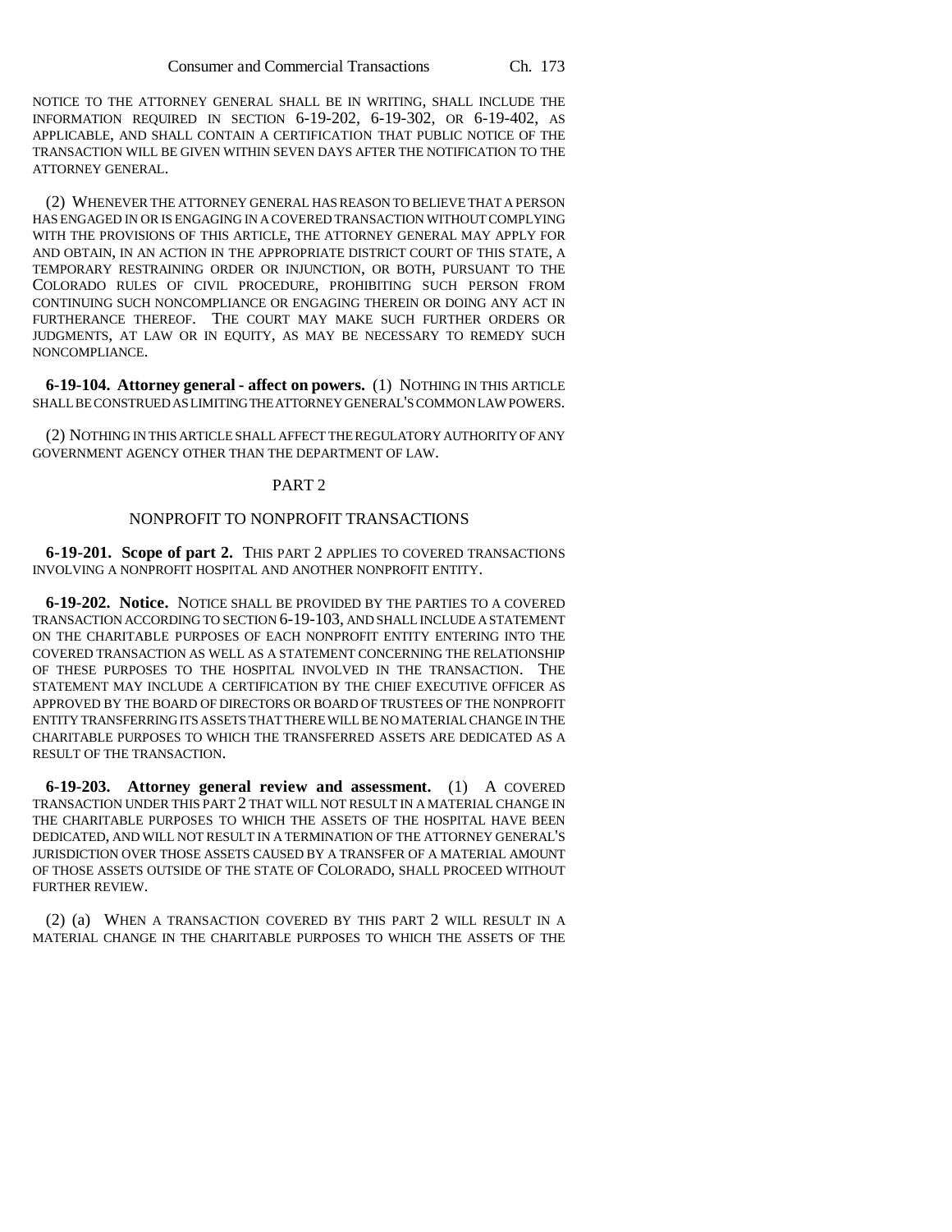NOTICE TO THE ATTORNEY GENERAL SHALL BE IN WRITING, SHALL INCLUDE THE INFORMATION REQUIRED IN SECTION 6-19-202, 6-19-302, OR 6-19-402, AS APPLICABLE, AND SHALL CONTAIN A CERTIFICATION THAT PUBLIC NOTICE OF THE TRANSACTION WILL BE GIVEN WITHIN SEVEN DAYS AFTER THE NOTIFICATION TO THE ATTORNEY GENERAL.

(2) WHENEVER THE ATTORNEY GENERAL HAS REASON TO BELIEVE THAT A PERSON HAS ENGAGED IN OR IS ENGAGING IN A COVERED TRANSACTION WITHOUT COMPLYING WITH THE PROVISIONS OF THIS ARTICLE, THE ATTORNEY GENERAL MAY APPLY FOR AND OBTAIN, IN AN ACTION IN THE APPROPRIATE DISTRICT COURT OF THIS STATE, A TEMPORARY RESTRAINING ORDER OR INJUNCTION, OR BOTH, PURSUANT TO THE COLORADO RULES OF CIVIL PROCEDURE, PROHIBITING SUCH PERSON FROM CONTINUING SUCH NONCOMPLIANCE OR ENGAGING THEREIN OR DOING ANY ACT IN FURTHERANCE THEREOF. THE COURT MAY MAKE SUCH FURTHER ORDERS OR JUDGMENTS, AT LAW OR IN EQUITY, AS MAY BE NECESSARY TO REMEDY SUCH NONCOMPLIANCE.

**6-19-104. Attorney general - affect on powers.** (1) NOTHING IN THIS ARTICLE SHALL BE CONSTRUED AS LIMITING THE ATTORNEY GENERAL'S COMMON LAW POWERS.

(2) NOTHING IN THIS ARTICLE SHALL AFFECT THE REGULATORY AUTHORITY OF ANY GOVERNMENT AGENCY OTHER THAN THE DEPARTMENT OF LAW.

## PART 2

## NONPROFIT TO NONPROFIT TRANSACTIONS

**6-19-201. Scope of part 2.** THIS PART 2 APPLIES TO COVERED TRANSACTIONS INVOLVING A NONPROFIT HOSPITAL AND ANOTHER NONPROFIT ENTITY.

**6-19-202. Notice.** NOTICE SHALL BE PROVIDED BY THE PARTIES TO A COVERED TRANSACTION ACCORDING TO SECTION 6-19-103, AND SHALL INCLUDE A STATEMENT ON THE CHARITABLE PURPOSES OF EACH NONPROFIT ENTITY ENTERING INTO THE COVERED TRANSACTION AS WELL AS A STATEMENT CONCERNING THE RELATIONSHIP OF THESE PURPOSES TO THE HOSPITAL INVOLVED IN THE TRANSACTION. THE STATEMENT MAY INCLUDE A CERTIFICATION BY THE CHIEF EXECUTIVE OFFICER AS APPROVED BY THE BOARD OF DIRECTORS OR BOARD OF TRUSTEES OF THE NONPROFIT ENTITY TRANSFERRING ITS ASSETS THAT THERE WILL BE NO MATERIAL CHANGE IN THE CHARITABLE PURPOSES TO WHICH THE TRANSFERRED ASSETS ARE DEDICATED AS A RESULT OF THE TRANSACTION.

**6-19-203. Attorney general review and assessment.** (1) A COVERED TRANSACTION UNDER THIS PART 2 THAT WILL NOT RESULT IN A MATERIAL CHANGE IN THE CHARITABLE PURPOSES TO WHICH THE ASSETS OF THE HOSPITAL HAVE BEEN DEDICATED, AND WILL NOT RESULT IN A TERMINATION OF THE ATTORNEY GENERAL'S JURISDICTION OVER THOSE ASSETS CAUSED BY A TRANSFER OF A MATERIAL AMOUNT OF THOSE ASSETS OUTSIDE OF THE STATE OF COLORADO, SHALL PROCEED WITHOUT FURTHER REVIEW.

(2) (a) WHEN A TRANSACTION COVERED BY THIS PART 2 WILL RESULT IN A MATERIAL CHANGE IN THE CHARITABLE PURPOSES TO WHICH THE ASSETS OF THE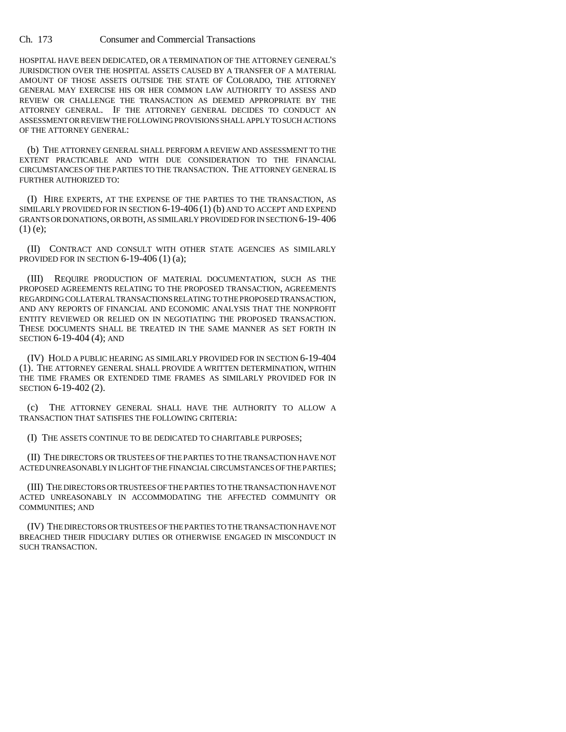HOSPITAL HAVE BEEN DEDICATED, OR A TERMINATION OF THE ATTORNEY GENERAL'S JURISDICTION OVER THE HOSPITAL ASSETS CAUSED BY A TRANSFER OF A MATERIAL AMOUNT OF THOSE ASSETS OUTSIDE THE STATE OF COLORADO, THE ATTORNEY GENERAL MAY EXERCISE HIS OR HER COMMON LAW AUTHORITY TO ASSESS AND REVIEW OR CHALLENGE THE TRANSACTION AS DEEMED APPROPRIATE BY THE ATTORNEY GENERAL. IF THE ATTORNEY GENERAL DECIDES TO CONDUCT AN ASSESSMENT OR REVIEW THE FOLLOWING PROVISIONS SHALL APPLY TO SUCH ACTIONS OF THE ATTORNEY GENERAL:

(b) THE ATTORNEY GENERAL SHALL PERFORM A REVIEW AND ASSESSMENT TO THE EXTENT PRACTICABLE AND WITH DUE CONSIDERATION TO THE FINANCIAL CIRCUMSTANCES OF THE PARTIES TO THE TRANSACTION. THE ATTORNEY GENERAL IS FURTHER AUTHORIZED TO:

(I) HIRE EXPERTS, AT THE EXPENSE OF THE PARTIES TO THE TRANSACTION, AS SIMILARLY PROVIDED FOR IN SECTION 6-19-406 (1) (b) AND TO ACCEPT AND EXPEND GRANTS OR DONATIONS, OR BOTH, AS SIMILARLY PROVIDED FOR IN SECTION 6-19-406 (1) (e);

(II) CONTRACT AND CONSULT WITH OTHER STATE AGENCIES AS SIMILARLY PROVIDED FOR IN SECTION 6-19-406 (1) (a);

(III) REQUIRE PRODUCTION OF MATERIAL DOCUMENTATION, SUCH AS THE PROPOSED AGREEMENTS RELATING TO THE PROPOSED TRANSACTION, AGREEMENTS REGARDING COLLATERAL TRANSACTIONS RELATING TO THE PROPOSED TRANSACTION, AND ANY REPORTS OF FINANCIAL AND ECONOMIC ANALYSIS THAT THE NONPROFIT ENTITY REVIEWED OR RELIED ON IN NEGOTIATING THE PROPOSED TRANSACTION. THESE DOCUMENTS SHALL BE TREATED IN THE SAME MANNER AS SET FORTH IN SECTION 6-19-404 (4); AND

(IV) HOLD A PUBLIC HEARING AS SIMILARLY PROVIDED FOR IN SECTION 6-19-404 (1). THE ATTORNEY GENERAL SHALL PROVIDE A WRITTEN DETERMINATION, WITHIN THE TIME FRAMES OR EXTENDED TIME FRAMES AS SIMILARLY PROVIDED FOR IN SECTION 6-19-402 (2).

(c) THE ATTORNEY GENERAL SHALL HAVE THE AUTHORITY TO ALLOW A TRANSACTION THAT SATISFIES THE FOLLOWING CRITERIA:

(I) THE ASSETS CONTINUE TO BE DEDICATED TO CHARITABLE PURPOSES;

(II) THE DIRECTORS OR TRUSTEES OF THE PARTIES TO THE TRANSACTION HAVE NOT ACTED UNREASONABLY IN LIGHT OF THE FINANCIAL CIRCUMSTANCES OF THE PARTIES;

(III) THE DIRECTORS OR TRUSTEES OF THE PARTIES TO THE TRANSACTION HAVE NOT ACTED UNREASONABLY IN ACCOMMODATING THE AFFECTED COMMUNITY OR COMMUNITIES; AND

(IV) THE DIRECTORS OR TRUSTEES OF THE PARTIES TO THE TRANSACTION HAVE NOT BREACHED THEIR FIDUCIARY DUTIES OR OTHERWISE ENGAGED IN MISCONDUCT IN SUCH TRANSACTION.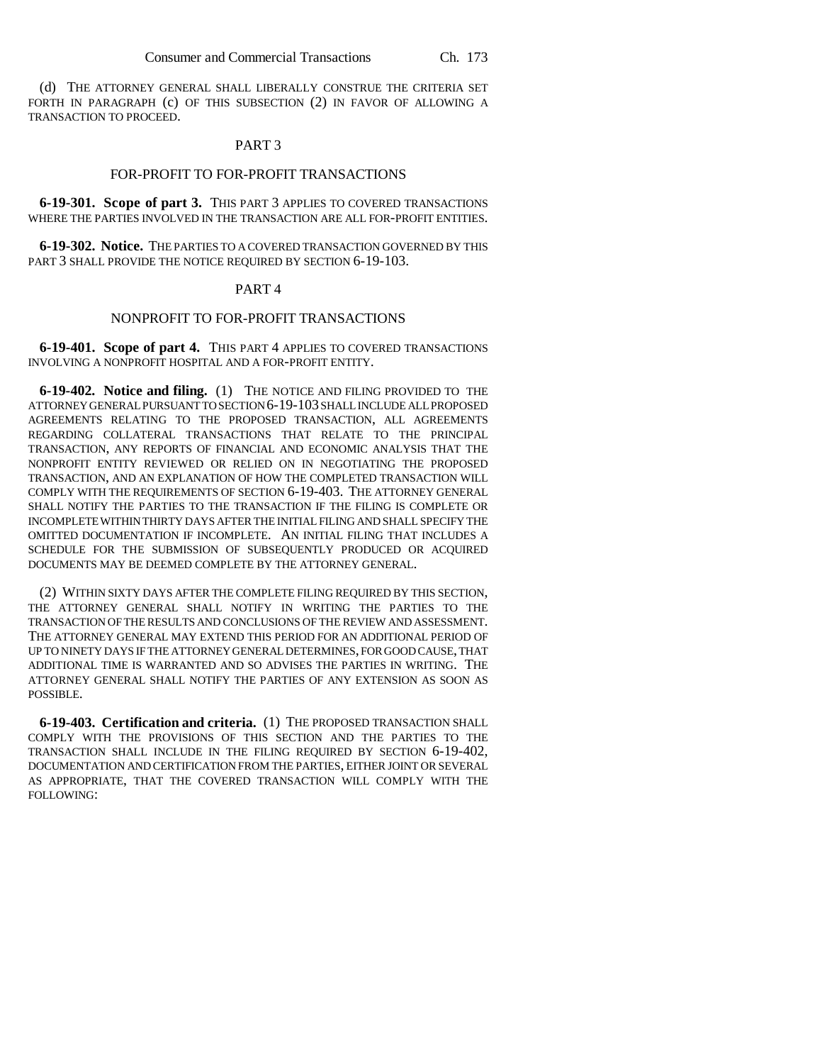(d) THE ATTORNEY GENERAL SHALL LIBERALLY CONSTRUE THE CRITERIA SET FORTH IN PARAGRAPH (c) OF THIS SUBSECTION (2) IN FAVOR OF ALLOWING A TRANSACTION TO PROCEED.

## PART 3

## FOR-PROFIT TO FOR-PROFIT TRANSACTIONS

**6-19-301. Scope of part 3.** THIS PART 3 APPLIES TO COVERED TRANSACTIONS WHERE THE PARTIES INVOLVED IN THE TRANSACTION ARE ALL FOR-PROFIT ENTITIES.

**6-19-302. Notice.** THE PARTIES TO A COVERED TRANSACTION GOVERNED BY THIS PART 3 SHALL PROVIDE THE NOTICE REQUIRED BY SECTION 6-19-103.

## PART 4

## NONPROFIT TO FOR-PROFIT TRANSACTIONS

**6-19-401. Scope of part 4.** THIS PART 4 APPLIES TO COVERED TRANSACTIONS INVOLVING A NONPROFIT HOSPITAL AND A FOR-PROFIT ENTITY.

**6-19-402. Notice and filing.** (1) THE NOTICE AND FILING PROVIDED TO THE ATTORNEY GENERAL PURSUANT TO SECTION 6-19-103 SHALL INCLUDE ALL PROPOSED AGREEMENTS RELATING TO THE PROPOSED TRANSACTION, ALL AGREEMENTS REGARDING COLLATERAL TRANSACTIONS THAT RELATE TO THE PRINCIPAL TRANSACTION, ANY REPORTS OF FINANCIAL AND ECONOMIC ANALYSIS THAT THE NONPROFIT ENTITY REVIEWED OR RELIED ON IN NEGOTIATING THE PROPOSED TRANSACTION, AND AN EXPLANATION OF HOW THE COMPLETED TRANSACTION WILL COMPLY WITH THE REQUIREMENTS OF SECTION 6-19-403. THE ATTORNEY GENERAL SHALL NOTIFY THE PARTIES TO THE TRANSACTION IF THE FILING IS COMPLETE OR INCOMPLETE WITHIN THIRTY DAYS AFTER THE INITIAL FILING AND SHALL SPECIFY THE OMITTED DOCUMENTATION IF INCOMPLETE. AN INITIAL FILING THAT INCLUDES A SCHEDULE FOR THE SUBMISSION OF SUBSEQUENTLY PRODUCED OR ACQUIRED DOCUMENTS MAY BE DEEMED COMPLETE BY THE ATTORNEY GENERAL.

(2) WITHIN SIXTY DAYS AFTER THE COMPLETE FILING REQUIRED BY THIS SECTION, THE ATTORNEY GENERAL SHALL NOTIFY IN WRITING THE PARTIES TO THE TRANSACTION OF THE RESULTS AND CONCLUSIONS OF THE REVIEW AND ASSESSMENT. THE ATTORNEY GENERAL MAY EXTEND THIS PERIOD FOR AN ADDITIONAL PERIOD OF UP TO NINETY DAYS IF THE ATTORNEY GENERAL DETERMINES, FOR GOOD CAUSE, THAT ADDITIONAL TIME IS WARRANTED AND SO ADVISES THE PARTIES IN WRITING. THE ATTORNEY GENERAL SHALL NOTIFY THE PARTIES OF ANY EXTENSION AS SOON AS POSSIBLE.

**6-19-403. Certification and criteria.** (1) THE PROPOSED TRANSACTION SHALL COMPLY WITH THE PROVISIONS OF THIS SECTION AND THE PARTIES TO THE TRANSACTION SHALL INCLUDE IN THE FILING REQUIRED BY SECTION 6-19-402, DOCUMENTATION AND CERTIFICATION FROM THE PARTIES, EITHER JOINT OR SEVERAL AS APPROPRIATE, THAT THE COVERED TRANSACTION WILL COMPLY WITH THE FOLLOWING: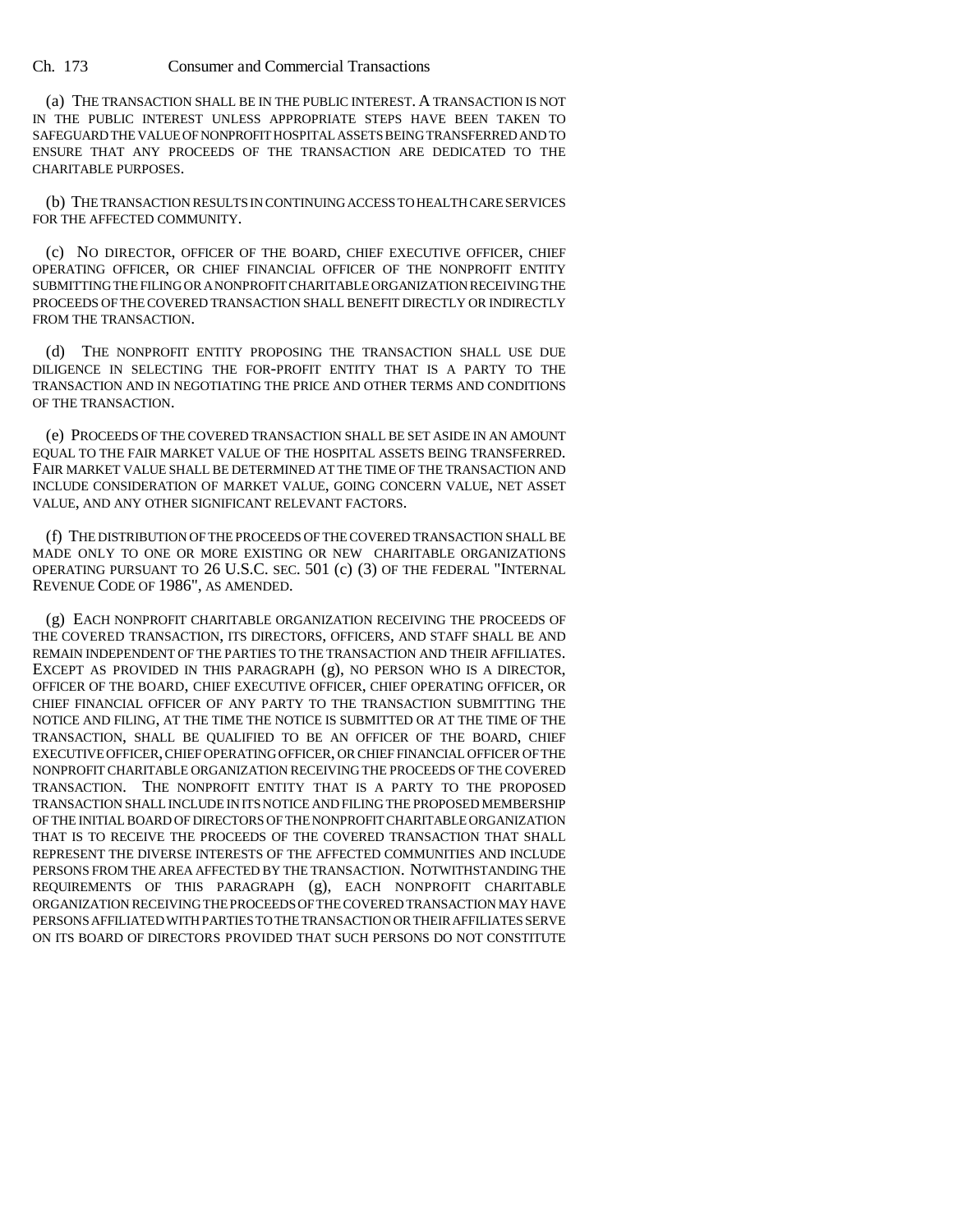(a) THE TRANSACTION SHALL BE IN THE PUBLIC INTEREST. A TRANSACTION IS NOT IN THE PUBLIC INTEREST UNLESS APPROPRIATE STEPS HAVE BEEN TAKEN TO SAFEGUARD THE VALUE OF NONPROFIT HOSPITAL ASSETS BEING TRANSFERRED AND TO ENSURE THAT ANY PROCEEDS OF THE TRANSACTION ARE DEDICATED TO THE CHARITABLE PURPOSES.

(b) THE TRANSACTION RESULTS IN CONTINUING ACCESS TO HEALTH CARE SERVICES FOR THE AFFECTED COMMUNITY.

(c) NO DIRECTOR, OFFICER OF THE BOARD, CHIEF EXECUTIVE OFFICER, CHIEF OPERATING OFFICER, OR CHIEF FINANCIAL OFFICER OF THE NONPROFIT ENTITY SUBMITTING THE FILING OR A NONPROFIT CHARITABLE ORGANIZATION RECEIVING THE PROCEEDS OF THE COVERED TRANSACTION SHALL BENEFIT DIRECTLY OR INDIRECTLY FROM THE TRANSACTION.

(d) THE NONPROFIT ENTITY PROPOSING THE TRANSACTION SHALL USE DUE DILIGENCE IN SELECTING THE FOR-PROFIT ENTITY THAT IS A PARTY TO THE TRANSACTION AND IN NEGOTIATING THE PRICE AND OTHER TERMS AND CONDITIONS OF THE TRANSACTION.

(e) PROCEEDS OF THE COVERED TRANSACTION SHALL BE SET ASIDE IN AN AMOUNT EQUAL TO THE FAIR MARKET VALUE OF THE HOSPITAL ASSETS BEING TRANSFERRED. FAIR MARKET VALUE SHALL BE DETERMINED AT THE TIME OF THE TRANSACTION AND INCLUDE CONSIDERATION OF MARKET VALUE, GOING CONCERN VALUE, NET ASSET VALUE, AND ANY OTHER SIGNIFICANT RELEVANT FACTORS.

(f) THE DISTRIBUTION OF THE PROCEEDS OF THE COVERED TRANSACTION SHALL BE MADE ONLY TO ONE OR MORE EXISTING OR NEW CHARITABLE ORGANIZATIONS OPERATING PURSUANT TO 26 U.S.C. SEC. 501 (c) (3) OF THE FEDERAL "INTERNAL REVENUE CODE OF 1986", AS AMENDED.

(g) EACH NONPROFIT CHARITABLE ORGANIZATION RECEIVING THE PROCEEDS OF THE COVERED TRANSACTION, ITS DIRECTORS, OFFICERS, AND STAFF SHALL BE AND REMAIN INDEPENDENT OF THE PARTIES TO THE TRANSACTION AND THEIR AFFILIATES. EXCEPT AS PROVIDED IN THIS PARAGRAPH (g), NO PERSON WHO IS A DIRECTOR, OFFICER OF THE BOARD, CHIEF EXECUTIVE OFFICER, CHIEF OPERATING OFFICER, OR CHIEF FINANCIAL OFFICER OF ANY PARTY TO THE TRANSACTION SUBMITTING THE NOTICE AND FILING, AT THE TIME THE NOTICE IS SUBMITTED OR AT THE TIME OF THE TRANSACTION, SHALL BE QUALIFIED TO BE AN OFFICER OF THE BOARD, CHIEF EXECUTIVE OFFICER, CHIEF OPERATING OFFICER, OR CHIEF FINANCIAL OFFICER OF THE NONPROFIT CHARITABLE ORGANIZATION RECEIVING THE PROCEEDS OF THE COVERED TRANSACTION. THE NONPROFIT ENTITY THAT IS A PARTY TO THE PROPOSED TRANSACTION SHALL INCLUDE IN ITS NOTICE AND FILING THE PROPOSED MEMBERSHIP OF THE INITIAL BOARD OF DIRECTORS OF THE NONPROFIT CHARITABLE ORGANIZATION THAT IS TO RECEIVE THE PROCEEDS OF THE COVERED TRANSACTION THAT SHALL REPRESENT THE DIVERSE INTERESTS OF THE AFFECTED COMMUNITIES AND INCLUDE PERSONS FROM THE AREA AFFECTED BY THE TRANSACTION. NOTWITHSTANDING THE REQUIREMENTS OF THIS PARAGRAPH (g), EACH NONPROFIT CHARITABLE ORGANIZATION RECEIVING THE PROCEEDS OF THE COVERED TRANSACTION MAY HAVE PERSONS AFFILIATED WITH PARTIES TO THE TRANSACTION OR THEIR AFFILIATES SERVE ON ITS BOARD OF DIRECTORS PROVIDED THAT SUCH PERSONS DO NOT CONSTITUTE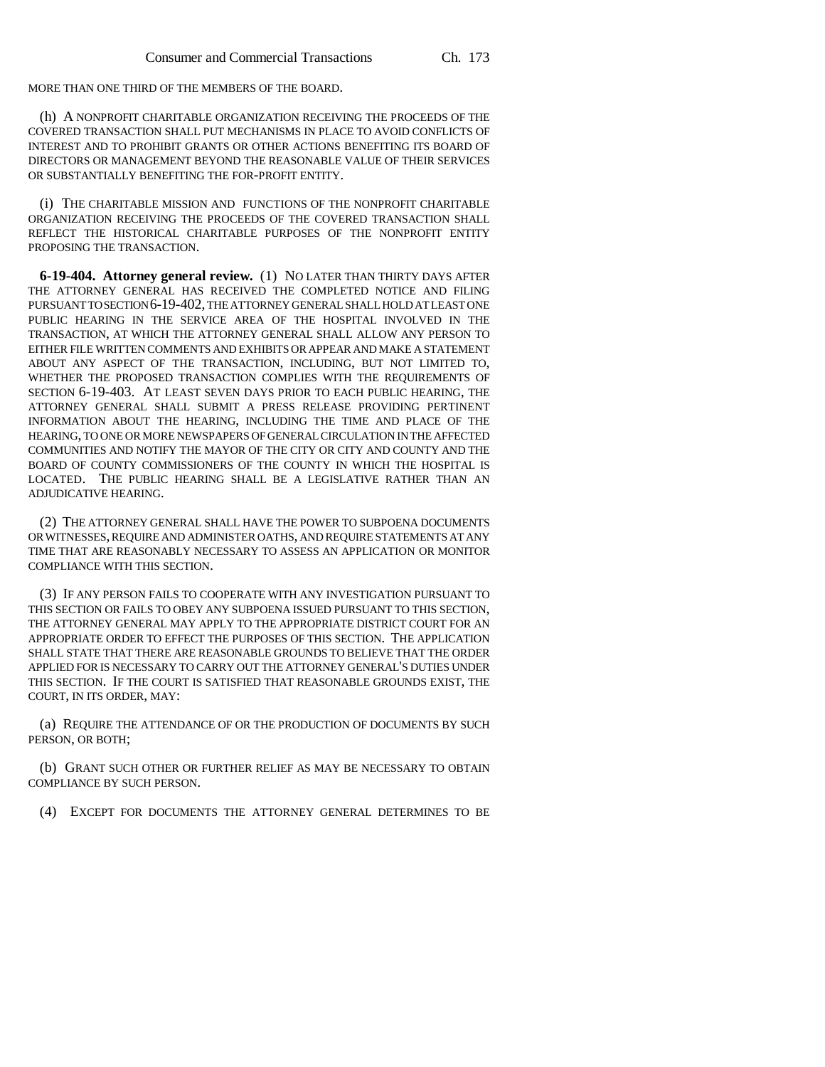MORE THAN ONE THIRD OF THE MEMBERS OF THE BOARD.

(h) A NONPROFIT CHARITABLE ORGANIZATION RECEIVING THE PROCEEDS OF THE COVERED TRANSACTION SHALL PUT MECHANISMS IN PLACE TO AVOID CONFLICTS OF INTEREST AND TO PROHIBIT GRANTS OR OTHER ACTIONS BENEFITING ITS BOARD OF DIRECTORS OR MANAGEMENT BEYOND THE REASONABLE VALUE OF THEIR SERVICES OR SUBSTANTIALLY BENEFITING THE FOR-PROFIT ENTITY.

(i) THE CHARITABLE MISSION AND FUNCTIONS OF THE NONPROFIT CHARITABLE ORGANIZATION RECEIVING THE PROCEEDS OF THE COVERED TRANSACTION SHALL REFLECT THE HISTORICAL CHARITABLE PURPOSES OF THE NONPROFIT ENTITY PROPOSING THE TRANSACTION.

**6-19-404. Attorney general review.** (1) NO LATER THAN THIRTY DAYS AFTER THE ATTORNEY GENERAL HAS RECEIVED THE COMPLETED NOTICE AND FILING PURSUANT TO SECTION 6-19-402, THE ATTORNEY GENERAL SHALL HOLD AT LEAST ONE PUBLIC HEARING IN THE SERVICE AREA OF THE HOSPITAL INVOLVED IN THE TRANSACTION, AT WHICH THE ATTORNEY GENERAL SHALL ALLOW ANY PERSON TO EITHER FILE WRITTEN COMMENTS AND EXHIBITS OR APPEAR AND MAKE A STATEMENT ABOUT ANY ASPECT OF THE TRANSACTION, INCLUDING, BUT NOT LIMITED TO, WHETHER THE PROPOSED TRANSACTION COMPLIES WITH THE REQUIREMENTS OF SECTION 6-19-403. AT LEAST SEVEN DAYS PRIOR TO EACH PUBLIC HEARING, THE ATTORNEY GENERAL SHALL SUBMIT A PRESS RELEASE PROVIDING PERTINENT INFORMATION ABOUT THE HEARING, INCLUDING THE TIME AND PLACE OF THE HEARING, TO ONE OR MORE NEWSPAPERS OF GENERAL CIRCULATION IN THE AFFECTED COMMUNITIES AND NOTIFY THE MAYOR OF THE CITY OR CITY AND COUNTY AND THE BOARD OF COUNTY COMMISSIONERS OF THE COUNTY IN WHICH THE HOSPITAL IS LOCATED. THE PUBLIC HEARING SHALL BE A LEGISLATIVE RATHER THAN AN ADJUDICATIVE HEARING.

(2) THE ATTORNEY GENERAL SHALL HAVE THE POWER TO SUBPOENA DOCUMENTS OR WITNESSES, REQUIRE AND ADMINISTER OATHS, AND REQUIRE STATEMENTS AT ANY TIME THAT ARE REASONABLY NECESSARY TO ASSESS AN APPLICATION OR MONITOR COMPLIANCE WITH THIS SECTION.

(3) IF ANY PERSON FAILS TO COOPERATE WITH ANY INVESTIGATION PURSUANT TO THIS SECTION OR FAILS TO OBEY ANY SUBPOENA ISSUED PURSUANT TO THIS SECTION, THE ATTORNEY GENERAL MAY APPLY TO THE APPROPRIATE DISTRICT COURT FOR AN APPROPRIATE ORDER TO EFFECT THE PURPOSES OF THIS SECTION. THE APPLICATION SHALL STATE THAT THERE ARE REASONABLE GROUNDS TO BELIEVE THAT THE ORDER APPLIED FOR IS NECESSARY TO CARRY OUT THE ATTORNEY GENERAL'S DUTIES UNDER THIS SECTION. IF THE COURT IS SATISFIED THAT REASONABLE GROUNDS EXIST, THE COURT, IN ITS ORDER, MAY:

(a) REQUIRE THE ATTENDANCE OF OR THE PRODUCTION OF DOCUMENTS BY SUCH PERSON, OR BOTH;

(b) GRANT SUCH OTHER OR FURTHER RELIEF AS MAY BE NECESSARY TO OBTAIN COMPLIANCE BY SUCH PERSON.

(4) EXCEPT FOR DOCUMENTS THE ATTORNEY GENERAL DETERMINES TO BE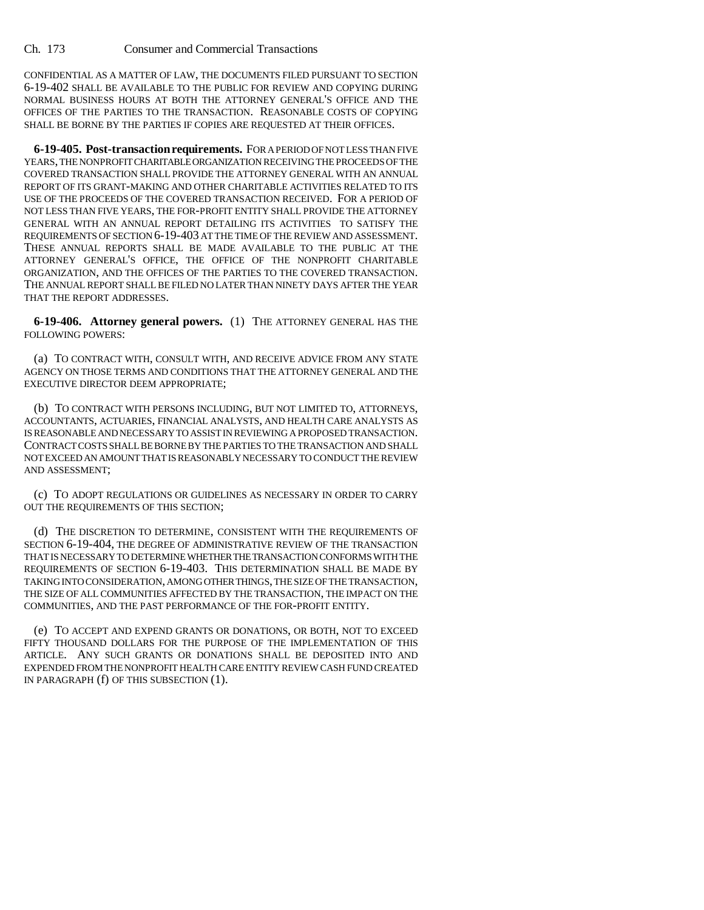CONFIDENTIAL AS A MATTER OF LAW, THE DOCUMENTS FILED PURSUANT TO SECTION 6-19-402 SHALL BE AVAILABLE TO THE PUBLIC FOR REVIEW AND COPYING DURING NORMAL BUSINESS HOURS AT BOTH THE ATTORNEY GENERAL'S OFFICE AND THE OFFICES OF THE PARTIES TO THE TRANSACTION. REASONABLE COSTS OF COPYING SHALL BE BORNE BY THE PARTIES IF COPIES ARE REQUESTED AT THEIR OFFICES.

**6-19-405. Post-transaction requirements.** FOR A PERIOD OF NOT LESS THAN FIVE YEARS, THE NONPROFIT CHARITABLE ORGANIZATION RECEIVING THE PROCEEDS OF THE COVERED TRANSACTION SHALL PROVIDE THE ATTORNEY GENERAL WITH AN ANNUAL REPORT OF ITS GRANT-MAKING AND OTHER CHARITABLE ACTIVITIES RELATED TO ITS USE OF THE PROCEEDS OF THE COVERED TRANSACTION RECEIVED. FOR A PERIOD OF NOT LESS THAN FIVE YEARS, THE FOR-PROFIT ENTITY SHALL PROVIDE THE ATTORNEY GENERAL WITH AN ANNUAL REPORT DETAILING ITS ACTIVITIES TO SATISFY THE REQUIREMENTS OF SECTION 6-19-403 AT THE TIME OF THE REVIEW AND ASSESSMENT. THESE ANNUAL REPORTS SHALL BE MADE AVAILABLE TO THE PUBLIC AT THE ATTORNEY GENERAL'S OFFICE, THE OFFICE OF THE NONPROFIT CHARITABLE ORGANIZATION, AND THE OFFICES OF THE PARTIES TO THE COVERED TRANSACTION. THE ANNUAL REPORT SHALL BE FILED NO LATER THAN NINETY DAYS AFTER THE YEAR THAT THE REPORT ADDRESSES.

**6-19-406. Attorney general powers.** (1) THE ATTORNEY GENERAL HAS THE FOLLOWING POWERS:

(a) TO CONTRACT WITH, CONSULT WITH, AND RECEIVE ADVICE FROM ANY STATE AGENCY ON THOSE TERMS AND CONDITIONS THAT THE ATTORNEY GENERAL AND THE EXECUTIVE DIRECTOR DEEM APPROPRIATE;

(b) TO CONTRACT WITH PERSONS INCLUDING, BUT NOT LIMITED TO, ATTORNEYS, ACCOUNTANTS, ACTUARIES, FINANCIAL ANALYSTS, AND HEALTH CARE ANALYSTS AS IS REASONABLE AND NECESSARY TO ASSIST IN REVIEWING A PROPOSED TRANSACTION. CONTRACT COSTS SHALL BE BORNE BY THE PARTIES TO THE TRANSACTION AND SHALL NOT EXCEED AN AMOUNT THAT IS REASONABLY NECESSARY TO CONDUCT THE REVIEW AND ASSESSMENT;

(c) TO ADOPT REGULATIONS OR GUIDELINES AS NECESSARY IN ORDER TO CARRY OUT THE REQUIREMENTS OF THIS SECTION;

(d) THE DISCRETION TO DETERMINE, CONSISTENT WITH THE REQUIREMENTS OF SECTION 6-19-404, THE DEGREE OF ADMINISTRATIVE REVIEW OF THE TRANSACTION THAT IS NECESSARY TO DETERMINE WHETHER THE TRANSACTION CONFORMS WITH THE REQUIREMENTS OF SECTION 6-19-403. THIS DETERMINATION SHALL BE MADE BY TAKING INTO CONSIDERATION, AMONG OTHER THINGS, THE SIZE OF THE TRANSACTION, THE SIZE OF ALL COMMUNITIES AFFECTED BY THE TRANSACTION, THE IMPACT ON THE COMMUNITIES, AND THE PAST PERFORMANCE OF THE FOR-PROFIT ENTITY.

(e) TO ACCEPT AND EXPEND GRANTS OR DONATIONS, OR BOTH, NOT TO EXCEED FIFTY THOUSAND DOLLARS FOR THE PURPOSE OF THE IMPLEMENTATION OF THIS ARTICLE. ANY SUCH GRANTS OR DONATIONS SHALL BE DEPOSITED INTO AND EXPENDED FROM THE NONPROFIT HEALTH CARE ENTITY REVIEW CASH FUND CREATED IN PARAGRAPH (f) OF THIS SUBSECTION (1).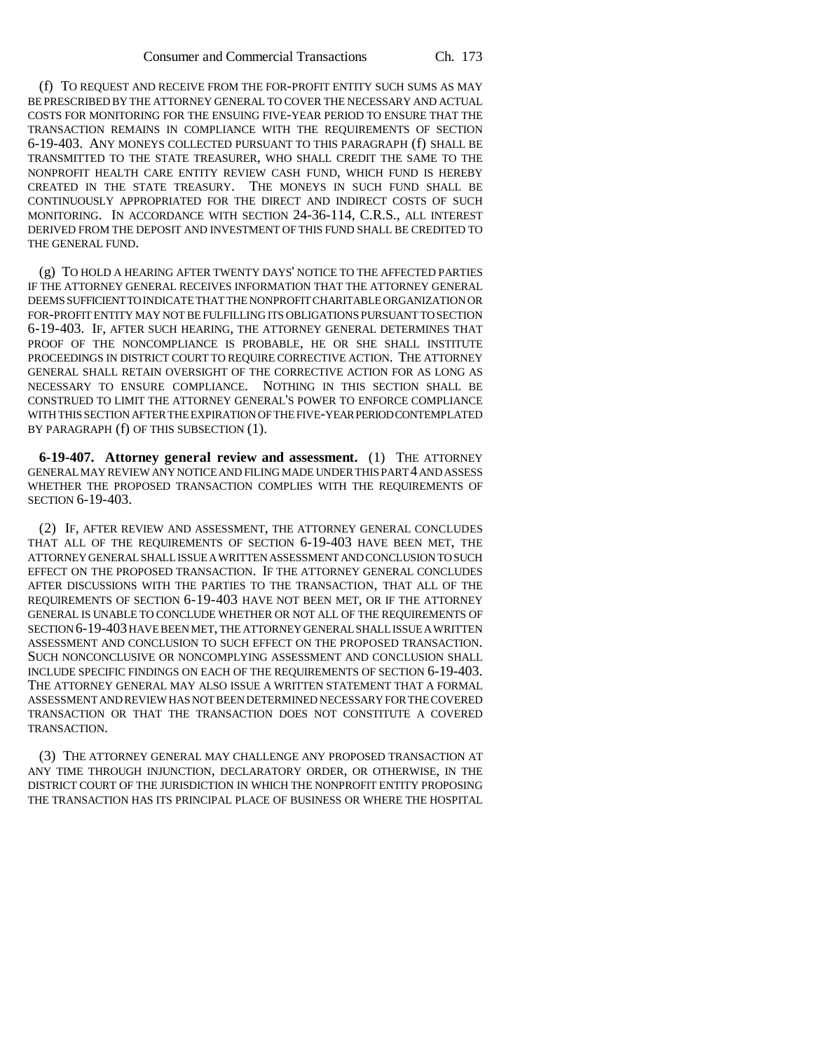(f) TO REQUEST AND RECEIVE FROM THE FOR-PROFIT ENTITY SUCH SUMS AS MAY BE PRESCRIBED BY THE ATTORNEY GENERAL TO COVER THE NECESSARY AND ACTUAL COSTS FOR MONITORING FOR THE ENSUING FIVE-YEAR PERIOD TO ENSURE THAT THE TRANSACTION REMAINS IN COMPLIANCE WITH THE REQUIREMENTS OF SECTION 6-19-403. ANY MONEYS COLLECTED PURSUANT TO THIS PARAGRAPH (f) SHALL BE TRANSMITTED TO THE STATE TREASURER, WHO SHALL CREDIT THE SAME TO THE NONPROFIT HEALTH CARE ENTITY REVIEW CASH FUND, WHICH FUND IS HEREBY CREATED IN THE STATE TREASURY. THE MONEYS IN SUCH FUND SHALL BE CONTINUOUSLY APPROPRIATED FOR THE DIRECT AND INDIRECT COSTS OF SUCH MONITORING. IN ACCORDANCE WITH SECTION 24-36-114, C.R.S., ALL INTEREST DERIVED FROM THE DEPOSIT AND INVESTMENT OF THIS FUND SHALL BE CREDITED TO THE GENERAL FUND.

(g) TO HOLD A HEARING AFTER TWENTY DAYS' NOTICE TO THE AFFECTED PARTIES IF THE ATTORNEY GENERAL RECEIVES INFORMATION THAT THE ATTORNEY GENERAL DEEMS SUFFICIENT TO INDICATE THAT THE NONPROFIT CHARITABLE ORGANIZATION OR FOR-PROFIT ENTITY MAY NOT BE FULFILLING ITS OBLIGATIONS PURSUANT TO SECTION 6-19-403. IF, AFTER SUCH HEARING, THE ATTORNEY GENERAL DETERMINES THAT PROOF OF THE NONCOMPLIANCE IS PROBABLE, HE OR SHE SHALL INSTITUTE PROCEEDINGS IN DISTRICT COURT TO REQUIRE CORRECTIVE ACTION. THE ATTORNEY GENERAL SHALL RETAIN OVERSIGHT OF THE CORRECTIVE ACTION FOR AS LONG AS NECESSARY TO ENSURE COMPLIANCE. NOTHING IN THIS SECTION SHALL BE CONSTRUED TO LIMIT THE ATTORNEY GENERAL'S POWER TO ENFORCE COMPLIANCE WITH THIS SECTION AFTER THE EXPIRATION OF THE FIVE-YEAR PERIOD CONTEMPLATED BY PARAGRAPH (f) OF THIS SUBSECTION (1).

**6-19-407. Attorney general review and assessment.** (1) THE ATTORNEY GENERAL MAY REVIEW ANY NOTICE AND FILING MADE UNDER THIS PART 4 AND ASSESS WHETHER THE PROPOSED TRANSACTION COMPLIES WITH THE REQUIREMENTS OF SECTION 6-19-403.

(2) IF, AFTER REVIEW AND ASSESSMENT, THE ATTORNEY GENERAL CONCLUDES THAT ALL OF THE REQUIREMENTS OF SECTION 6-19-403 HAVE BEEN MET, THE ATTORNEY GENERAL SHALL ISSUE A WRITTEN ASSESSMENT AND CONCLUSION TO SUCH EFFECT ON THE PROPOSED TRANSACTION. IF THE ATTORNEY GENERAL CONCLUDES AFTER DISCUSSIONS WITH THE PARTIES TO THE TRANSACTION, THAT ALL OF THE REQUIREMENTS OF SECTION 6-19-403 HAVE NOT BEEN MET, OR IF THE ATTORNEY GENERAL IS UNABLE TO CONCLUDE WHETHER OR NOT ALL OF THE REQUIREMENTS OF SECTION 6-19-403 HAVE BEEN MET, THE ATTORNEY GENERAL SHALL ISSUE A WRITTEN ASSESSMENT AND CONCLUSION TO SUCH EFFECT ON THE PROPOSED TRANSACTION. SUCH NONCONCLUSIVE OR NONCOMPLYING ASSESSMENT AND CONCLUSION SHALL INCLUDE SPECIFIC FINDINGS ON EACH OF THE REQUIREMENTS OF SECTION 6-19-403. THE ATTORNEY GENERAL MAY ALSO ISSUE A WRITTEN STATEMENT THAT A FORMAL ASSESSMENT AND REVIEW HAS NOT BEEN DETERMINED NECESSARY FOR THE COVERED TRANSACTION OR THAT THE TRANSACTION DOES NOT CONSTITUTE A COVERED TRANSACTION.

(3) THE ATTORNEY GENERAL MAY CHALLENGE ANY PROPOSED TRANSACTION AT ANY TIME THROUGH INJUNCTION, DECLARATORY ORDER, OR OTHERWISE, IN THE DISTRICT COURT OF THE JURISDICTION IN WHICH THE NONPROFIT ENTITY PROPOSING THE TRANSACTION HAS ITS PRINCIPAL PLACE OF BUSINESS OR WHERE THE HOSPITAL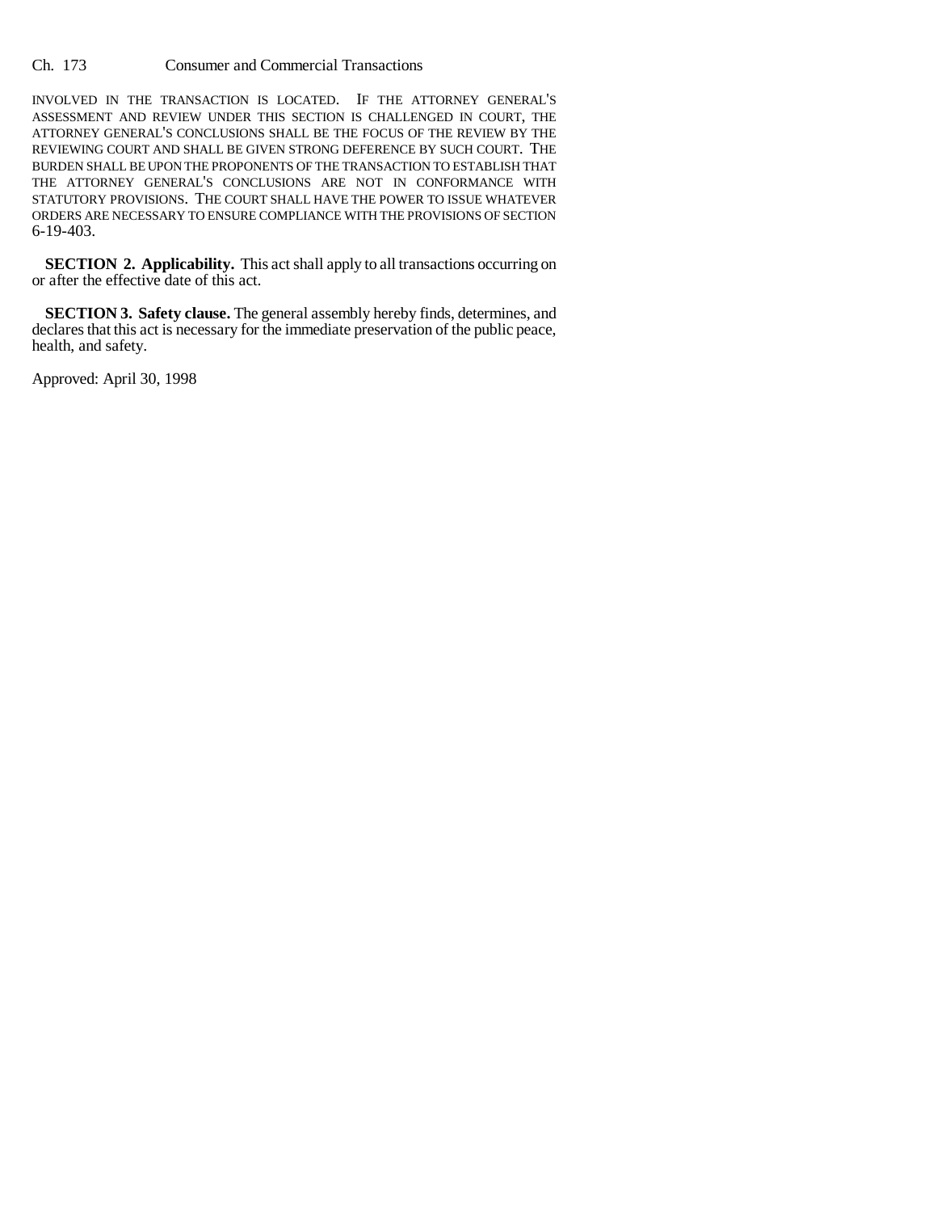INVOLVED IN THE TRANSACTION IS LOCATED. IF THE ATTORNEY GENERAL'S ASSESSMENT AND REVIEW UNDER THIS SECTION IS CHALLENGED IN COURT, THE ATTORNEY GENERAL'S CONCLUSIONS SHALL BE THE FOCUS OF THE REVIEW BY THE REVIEWING COURT AND SHALL BE GIVEN STRONG DEFERENCE BY SUCH COURT. THE BURDEN SHALL BE UPON THE PROPONENTS OF THE TRANSACTION TO ESTABLISH THAT THE ATTORNEY GENERAL'S CONCLUSIONS ARE NOT IN CONFORMANCE WITH STATUTORY PROVISIONS. THE COURT SHALL HAVE THE POWER TO ISSUE WHATEVER ORDERS ARE NECESSARY TO ENSURE COMPLIANCE WITH THE PROVISIONS OF SECTION 6-19-403.

**SECTION 2. Applicability.** This act shall apply to all transactions occurring on or after the effective date of this act.

**SECTION 3. Safety clause.** The general assembly hereby finds, determines, and declares that this act is necessary for the immediate preservation of the public peace, health, and safety.

Approved: April 30, 1998